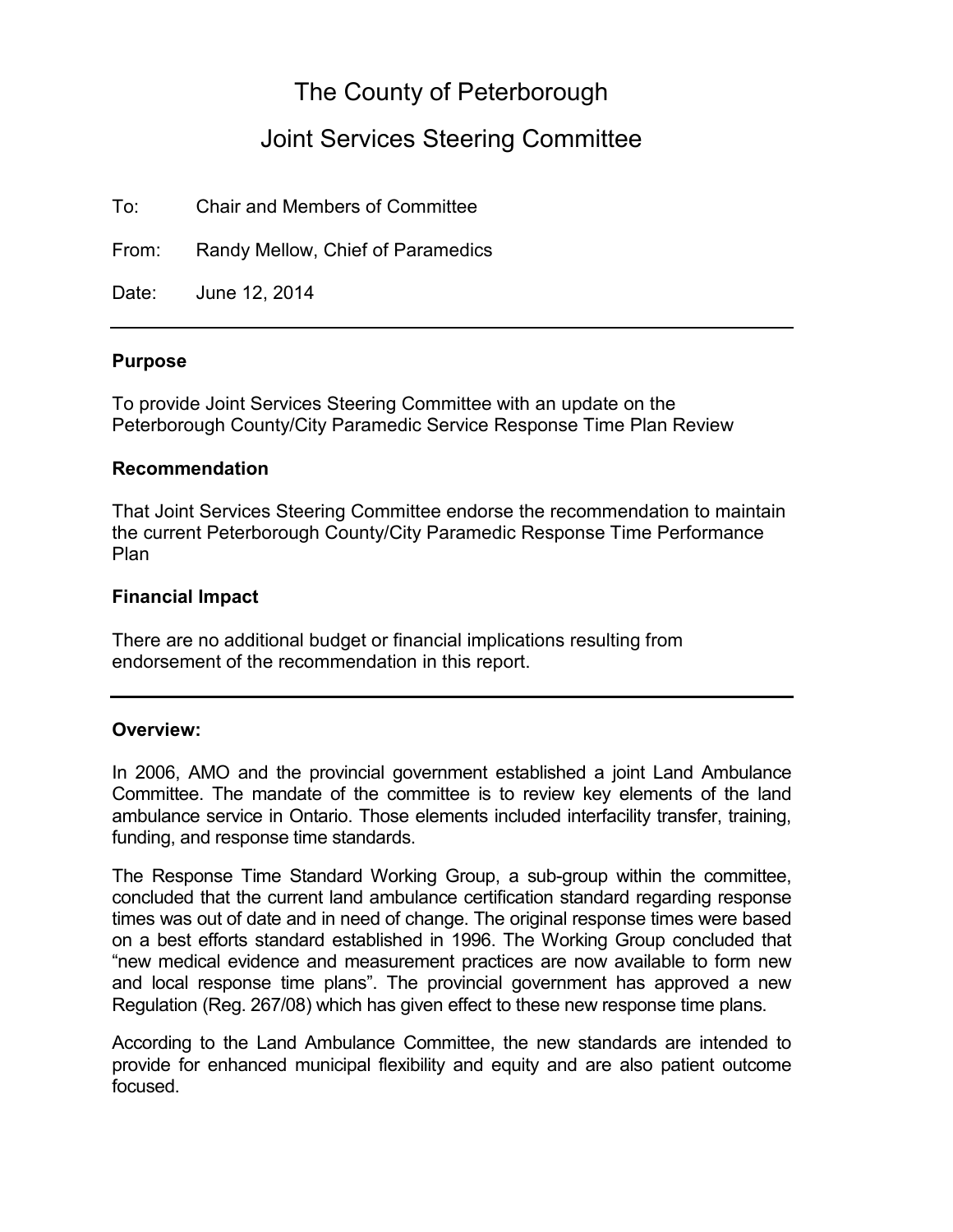# The County of Peterborough

## Joint Services Steering Committee

To: Chair and Members of Committee

From: Randy Mellow, Chief of Paramedics

Date: June 12, 2014

---

### Purpose

To provide Joint Services Steering Committee with an update on the Peterborough County/City Paramedic Service Response Time Plan Review

### Recommendation

That Joint Services Steering Committee endorse the recommendation to maintain the current Peterborough County/City Paramedic Response Time Performance Plan

### Financial Impact

There are no additional budget or financial implications resulting from endorsement of the recommendation in this report.

---

### Overview:

In 2006, AMO and the provincial government established a joint Land Ambulance Committee. The mandate of the committee is to review key elements of the land ambulance service in Ontario. Those elements included interfacility transfer, training, funding, and response time standards.

The Response Time Standard Working Group, a sub-group within the committee, concluded that the current land ambulance certification standard regarding response times was out of date and in need of change. The original response times were based on a best efforts standard established in 1996. The Working Group concluded that "new medical evidence and measurement practices are now available to form new and local response time plans". The provincial government has approved a new Regulation (Reg. 267/08) which has given effect to these new response time plans.

According to the Land Ambulance Committee, the new standards are intended to provide for enhanced municipal flexibility and equity and are also patient outcome focused.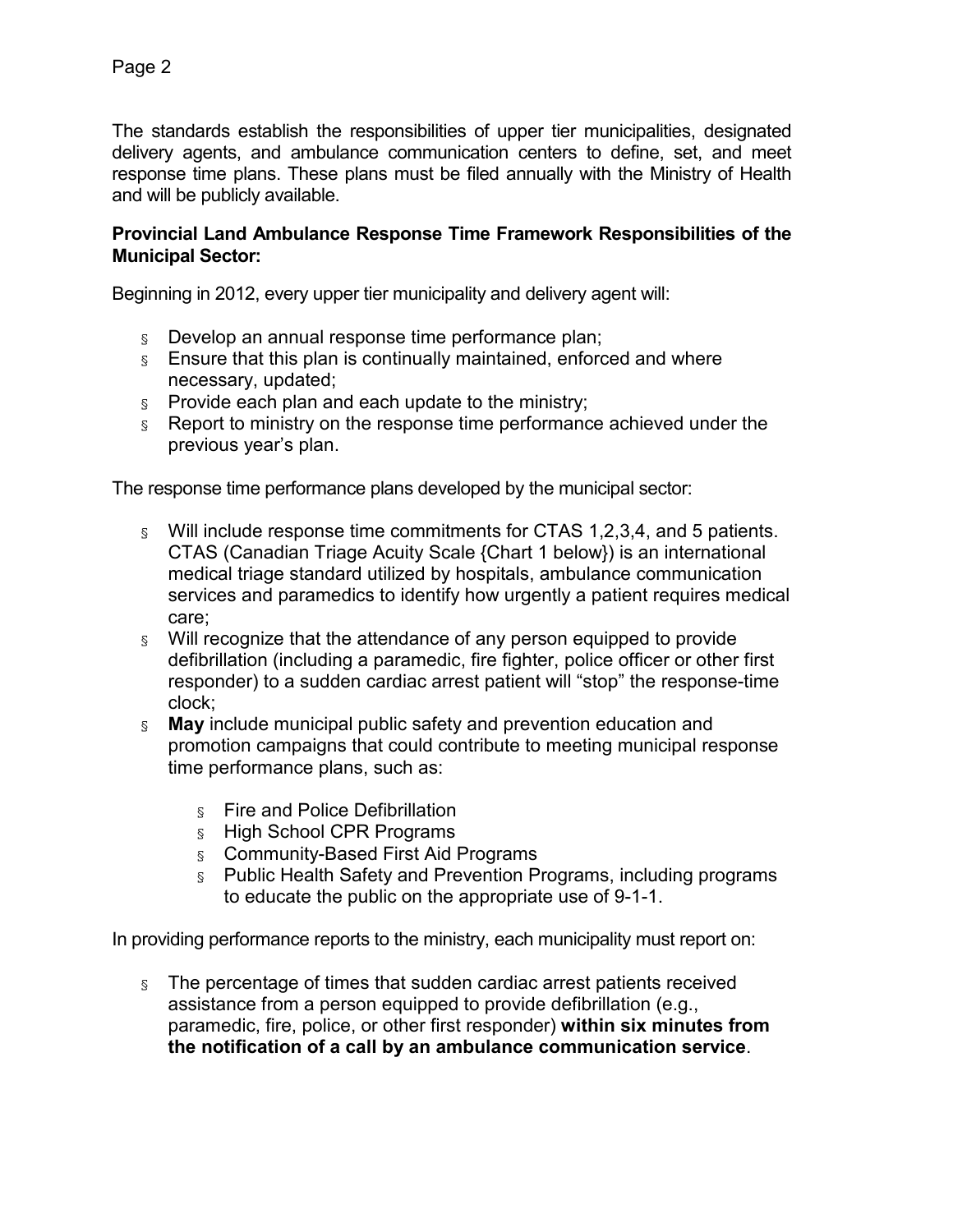The standards establish the responsibilities of upper tier municipalities, designated delivery agents, and ambulance communication centers to define, set, and meet response time plans. These plans must be filed annually with the Ministry of Health and will be publicly available.

**Provincial Land Ambulance Response Time Framework Responsibilities of the Municipal Sector:**

Beginning in 2012, every upper tier municipality and delivery agent will:

- Develop an annual response time performance plan;
- Ensure that this plan is continually maintained, enforced and where necessary, updated;
- Provide each plan and each update to the ministry;
- Report to ministry on the response time performance achieved under the previous year's plan.

The response time performance plans developed by the municipal sector:

- Will include response time commitments for CTAS 1,2,3,4, and 5 patients. CTAS (Canadian Triage Acuity Scale {Chart 1 below}) is an international medical triage standard utilized by hospitals, ambulance communication services and paramedics to identify how urgently a patient requires medical care;
- Will recognize that the attendance of any person equipped to provide defibrillation (including a paramedic, fire fighter, police officer or other first responder) to a sudden cardiac arrest patient will "stop" the response-time clock;
- **May** include municipal public safety and prevention education and promotion campaigns that could contribute to meeting municipal response time performance plans, such as:
  - Fire and Police Defibrillation
  - High School CPR Programs
  - Community-Based First Aid Programs
  - Public Health Safety and Prevention Programs, including programs to educate the public on the appropriate use of 9-1-1.

In providing performance reports to the ministry, each municipality must report on:

- The percentage of times that sudden cardiac arrest patients received assistance from a person equipped to provide defibrillation (e.g., paramedic, fire, police, or other first responder) **within six minutes from the notification of a call by an ambulance communication service**.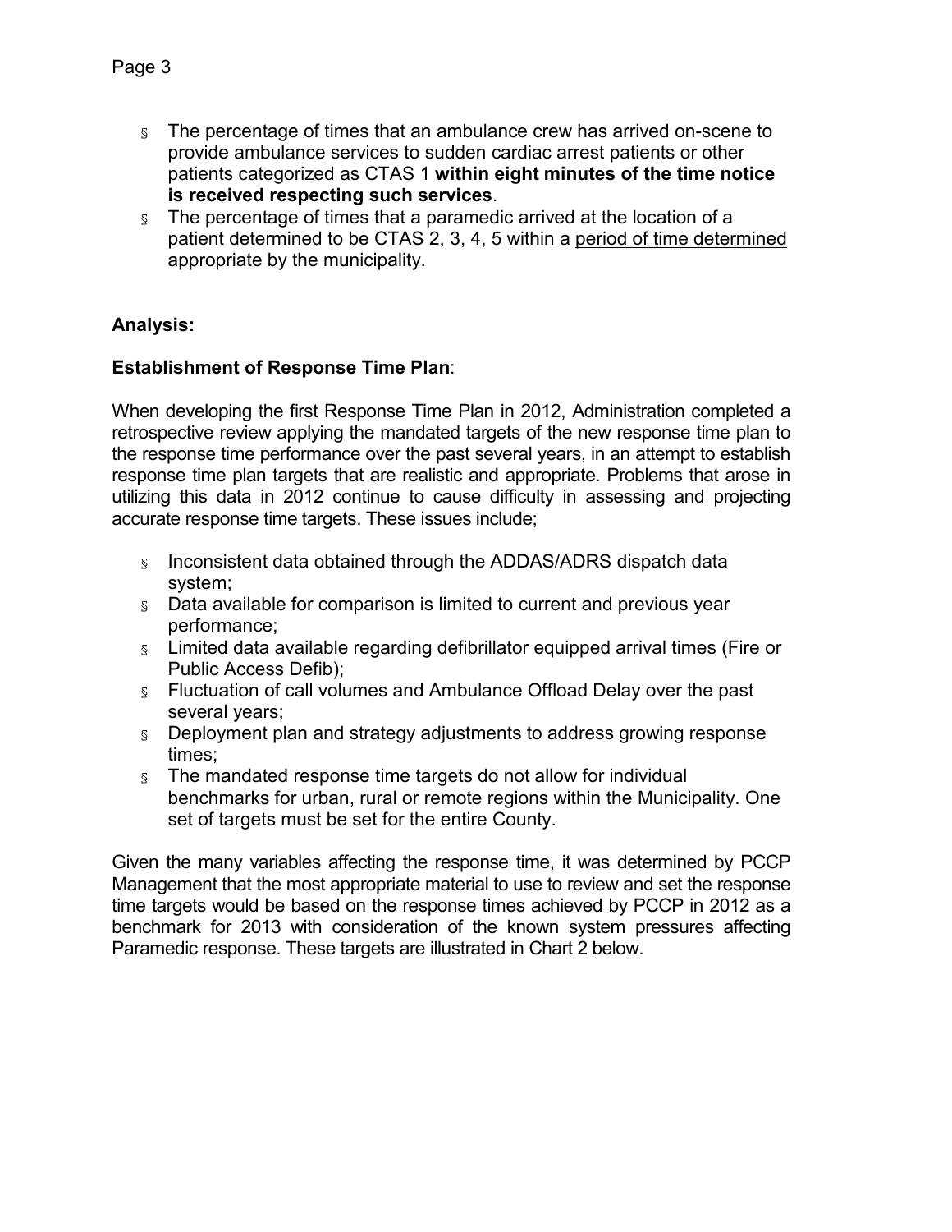- The percentage of times that an ambulance crew has arrived on-scene to provide ambulance services to sudden cardiac arrest patients or other patients categorized as CTAS 1 **within eight minutes of the time notice is received respecting such services**.
- The percentage of times that a paramedic arrived at the location of a patient determined to be CTAS 2, 3, 4, 5 within a <u>period of time determined appropriate by the municipality</u>.

**Analysis:**

**Establishment of Response Time Plan**:

When developing the first Response Time Plan in 2012, Administration completed a retrospective review applying the mandated targets of the new response time plan to the response time performance over the past several years, in an attempt to establish response time plan targets that are realistic and appropriate. Problems that arose in utilizing this data in 2012 continue to cause difficulty in assessing and projecting accurate response time targets. These issues include;

- Inconsistent data obtained through the ADDAS/ADRS dispatch data system;
- Data available for comparison is limited to current and previous year performance;
- Limited data available regarding defibrillator equipped arrival times (Fire or Public Access Defib);
- Fluctuation of call volumes and Ambulance Offload Delay over the past several years;
- Deployment plan and strategy adjustments to address growing response times;
- The mandated response time targets do not allow for individual benchmarks for urban, rural or remote regions within the Municipality. One set of targets must be set for the entire County.

Given the many variables affecting the response time, it was determined by PCCP Management that the most appropriate material to use to review and set the response time targets would be based on the response times achieved by PCCP in 2012 as a benchmark for 2013 with consideration of the known system pressures affecting Paramedic response. These targets are illustrated in Chart 2 below.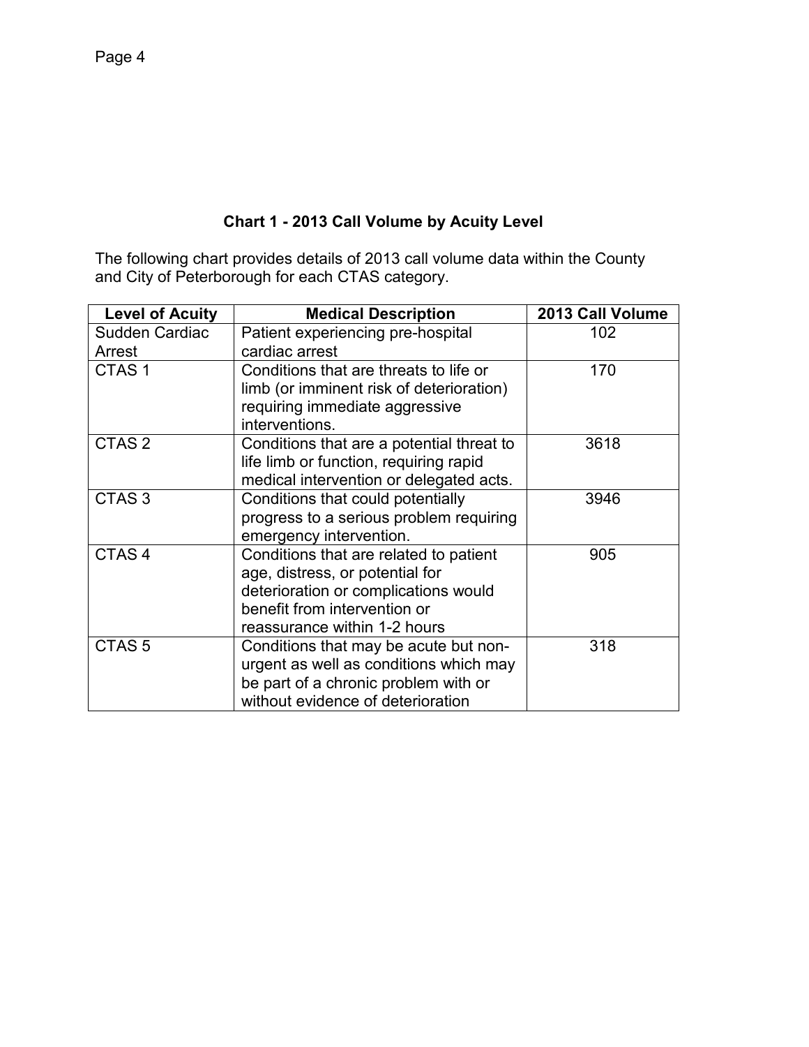**Chart 1 - 2013 Call Volume by Acuity Level**

The following chart provides details of 2013 call volume data within the County and City of Peterborough for each CTAS category.

| Level of Acuity | Medical Description | 2013 Call Volume |
|---|---|---|
| Sudden Cardiac Arrest | Patient experiencing pre-hospital cardiac arrest | 102 |
| CTAS 1 | Conditions that are threats to life or limb (or imminent risk of deterioration) requiring immediate aggressive interventions. | 170 |
| CTAS 2 | Conditions that are a potential threat to life limb or function, requiring rapid medical intervention or delegated acts. | 3618 |
| CTAS 3 | Conditions that could potentially progress to a serious problem requiring emergency intervention. | 3946 |
| CTAS 4 | Conditions that are related to patient age, distress, or potential for deterioration or complications would benefit from intervention or reassurance within 1-2 hours | 905 |
| CTAS 5 | Conditions that may be acute but non-urgent as well as conditions which may be part of a chronic problem with or without evidence of deterioration | 318 |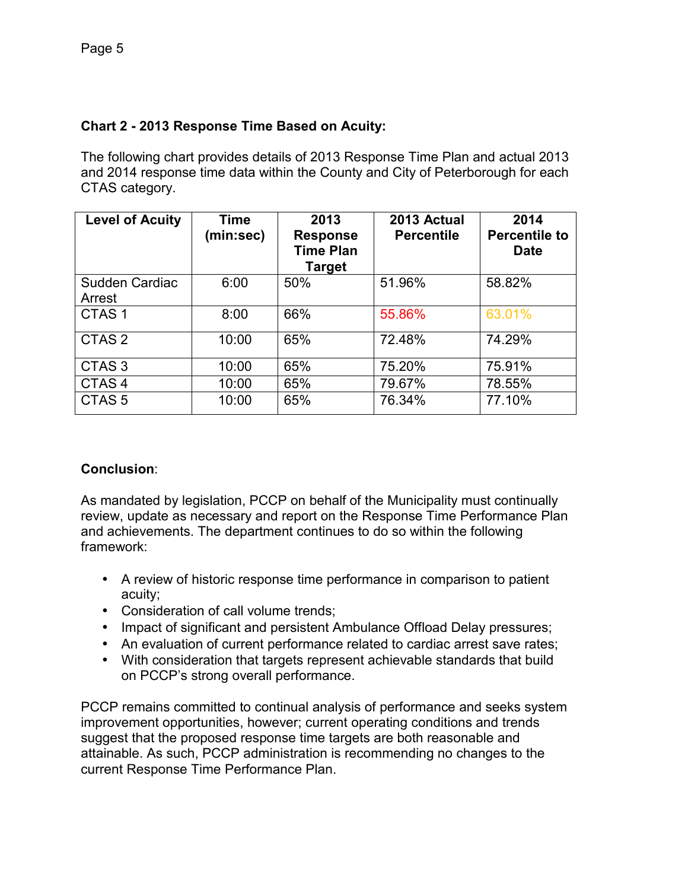**Chart 2 - 2013 Response Time Based on Acuity:**

The following chart provides details of 2013 Response Time Plan and actual 2013 and 2014 response time data within the County and City of Peterborough for each CTAS category.

| Level of Acuity | Time (min:sec) | 2013 Response Time Plan Target | 2013 Actual Percentile | 2014 Percentile to Date |
|---|---|---|---|---|
| Sudden Cardiac Arrest | 6:00 | 50% | 51.96% | 58.82% |
| CTAS 1 | 8:00 | 66% | 55.86% | 63.01% |
| CTAS 2 | 10:00 | 65% | 72.48% | 74.29% |
| CTAS 3 | 10:00 | 65% | 75.20% | 75.91% |
| CTAS 4 | 10:00 | 65% | 79.67% | 78.55% |
| CTAS 5 | 10:00 | 65% | 76.34% | 77.10% |

**Conclusion**:

As mandated by legislation, PCCP on behalf of the Municipality must continually review, update as necessary and report on the Response Time Performance Plan and achievements. The department continues to do so within the following framework:

- A review of historic response time performance in comparison to patient acuity;
- Consideration of call volume trends;
- Impact of significant and persistent Ambulance Offload Delay pressures;
- An evaluation of current performance related to cardiac arrest save rates;
- With consideration that targets represent achievable standards that build on PCCP's strong overall performance.

PCCP remains committed to continual analysis of performance and seeks system improvement opportunities, however; current operating conditions and trends suggest that the proposed response time targets are both reasonable and attainable. As such, PCCP administration is recommending no changes to the current Response Time Performance Plan.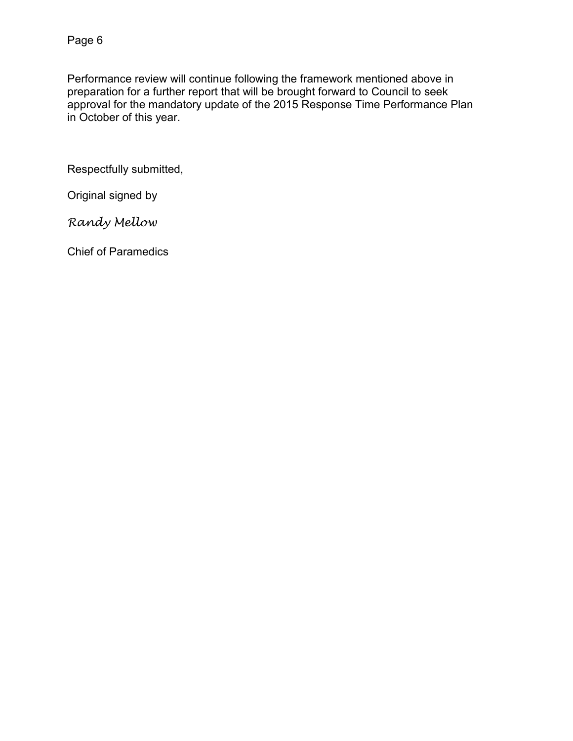Performance review will continue following the framework mentioned above in preparation for a further report that will be brought forward to Council to seek approval for the mandatory update of the 2015 Response Time Performance Plan in October of this year.

Respectfully submitted,

Original signed by

*Randy Mellow*

Chief of Paramedics